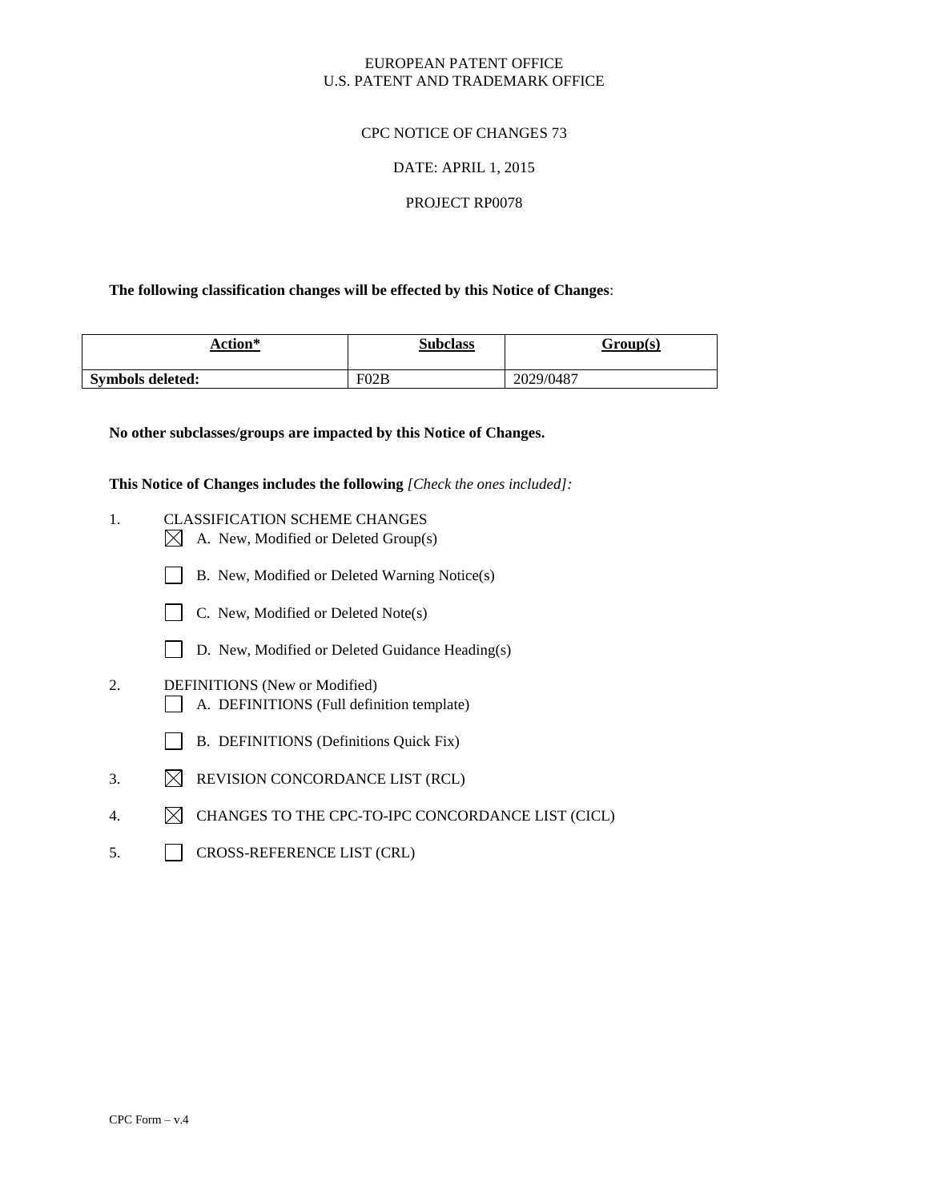EUROPEAN PATENT OFFICE
U.S. PATENT AND TRADEMARK OFFICE

CPC NOTICE OF CHANGES 73

DATE: APRIL 1, 2015

PROJECT RP0078

**The following classification changes will be effected by this Notice of Changes**:

| Action* | Subclass | Group(s) |
|---|---|---|
| **Symbols deleted:** | F02B | 2029/0487 |

**No other subclasses/groups are impacted by this Notice of Changes.**

**This Notice of Changes includes the following** *[Check the ones included]:*

1. CLASSIFICATION SCHEME CHANGES
   - ☒ A. New, Modified or Deleted Group(s)
   - ☐ B. New, Modified or Deleted Warning Notice(s)
   - ☐ C. New, Modified or Deleted Note(s)
   - ☐ D. New, Modified or Deleted Guidance Heading(s)
2. DEFINITIONS (New or Modified)
   - ☐ A. DEFINITIONS (Full definition template)
   - ☐ B. DEFINITIONS (Definitions Quick Fix)
3. ☒ REVISION CONCORDANCE LIST (RCL)
4. ☒ CHANGES TO THE CPC-TO-IPC CONCORDANCE LIST (CICL)
5. ☐ CROSS-REFERENCE LIST (CRL)

CPC Form – v.4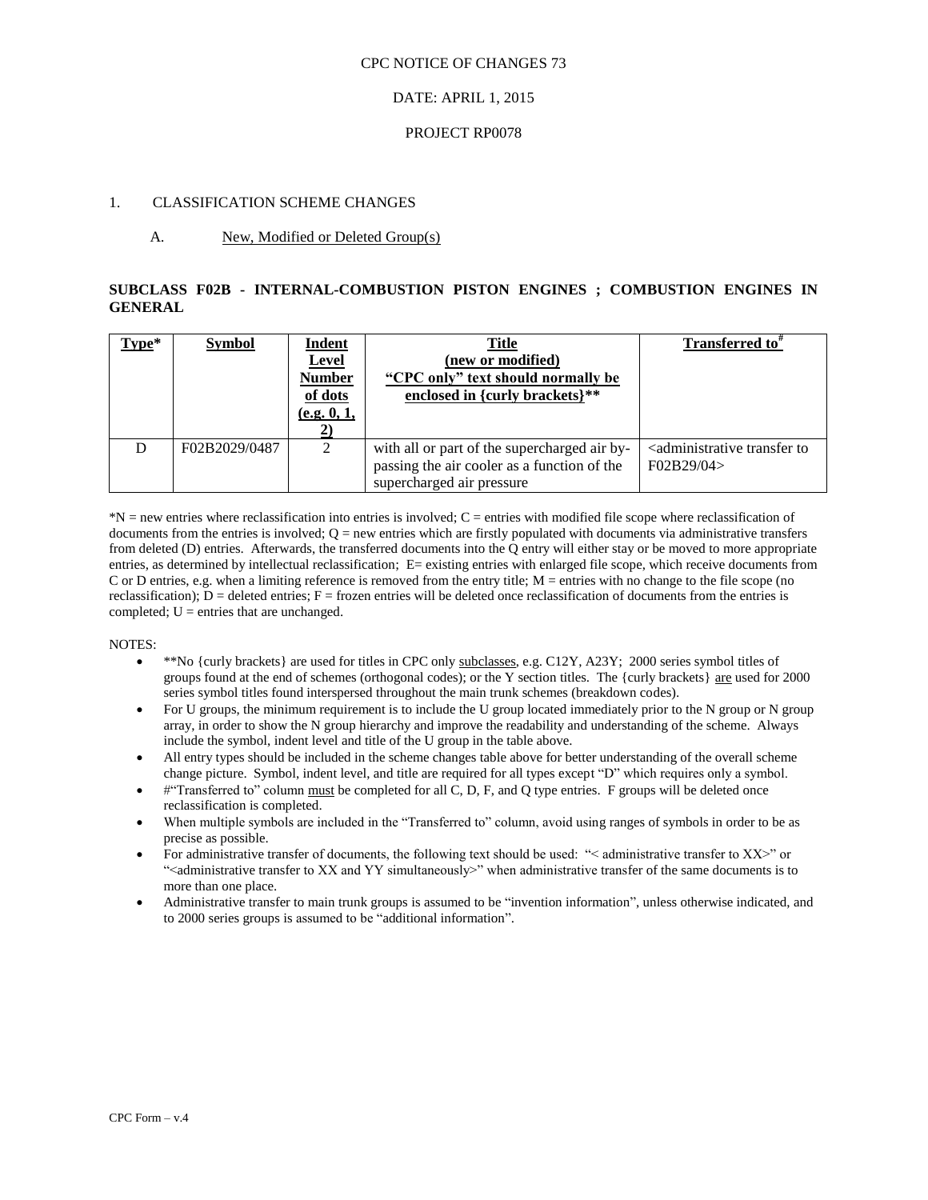CPC NOTICE OF CHANGES 73

DATE: APRIL 1, 2015

PROJECT RP0078

1. CLASSIFICATION SCHEME CHANGES

A. New, Modified or Deleted Group(s)

**SUBCLASS F02B - INTERNAL-COMBUSTION PISTON ENGINES ; COMBUSTION ENGINES IN GENERAL**

| Type* | Symbol | Indent Level Number of dots (e.g. 0, 1, 2) | Title (new or modified) "CPC only" text should normally be enclosed in {curly brackets}** | Transferred to# |
|---|---|---|---|---|
| D | F02B2029/0487 | 2 | with all or part of the supercharged air by-passing the air cooler as a function of the supercharged air pressure | <administrative transfer to F02B29/04> |

*N = new entries where reclassification into entries is involved; C = entries with modified file scope where reclassification of documents from the entries is involved; Q = new entries which are firstly populated with documents via administrative transfers from deleted (D) entries. Afterwards, the transferred documents into the Q entry will either stay or be moved to more appropriate entries, as determined by intellectual reclassification; E= existing entries with enlarged file scope, which receive documents from C or D entries, e.g. when a limiting reference is removed from the entry title; M = entries with no change to the file scope (no reclassification); D = deleted entries; F = frozen entries will be deleted once reclassification of documents from the entries is completed; U = entries that are unchanged.

NOTES:

- **No {curly brackets} are used for titles in CPC only subclasses, e.g. C12Y, A23Y; 2000 series symbol titles of groups found at the end of schemes (orthogonal codes); or the Y section titles. The {curly brackets} are used for 2000 series symbol titles found interspersed throughout the main trunk schemes (breakdown codes).
- For U groups, the minimum requirement is to include the U group located immediately prior to the N group or N group array, in order to show the N group hierarchy and improve the readability and understanding of the scheme. Always include the symbol, indent level and title of the U group in the table above.
- All entry types should be included in the scheme changes table above for better understanding of the overall scheme change picture. Symbol, indent level, and title are required for all types except "D" which requires only a symbol.
- #"Transferred to" column must be completed for all C, D, F, and Q type entries. F groups will be deleted once reclassification is completed.
- When multiple symbols are included in the "Transferred to" column, avoid using ranges of symbols in order to be as precise as possible.
- For administrative transfer of documents, the following text should be used: "< administrative transfer to XX>" or "<administrative transfer to XX and YY simultaneously>" when administrative transfer of the same documents is to more than one place.
- Administrative transfer to main trunk groups is assumed to be "invention information", unless otherwise indicated, and to 2000 series groups is assumed to be "additional information".

CPC Form – v.4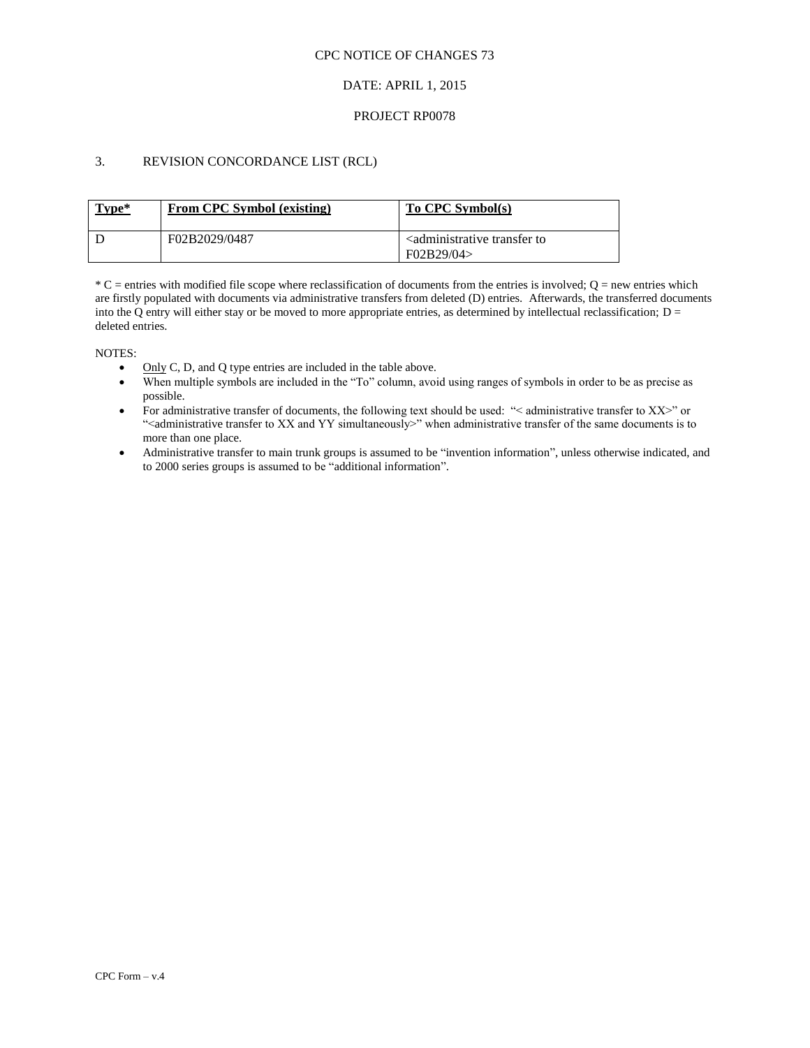CPC NOTICE OF CHANGES 73

DATE: APRIL 1, 2015

PROJECT RP0078

3. REVISION CONCORDANCE LIST (RCL)

| **Type*** | **From CPC Symbol (existing)** | **To CPC Symbol(s)** |
|---|---|---|
| D | F02B2029/0487 | <administrative transfer to F02B29/04> |

* C = entries with modified file scope where reclassification of documents from the entries is involved; Q = new entries which are firstly populated with documents via administrative transfers from deleted (D) entries. Afterwards, the transferred documents into the Q entry will either stay or be moved to more appropriate entries, as determined by intellectual reclassification; D = deleted entries.

NOTES:

- Only C, D, and Q type entries are included in the table above.
- When multiple symbols are included in the "To" column, avoid using ranges of symbols in order to be as precise as possible.
- For administrative transfer of documents, the following text should be used: "< administrative transfer to XX>" or "<administrative transfer to XX and YY simultaneously>" when administrative transfer of the same documents is to more than one place.
- Administrative transfer to main trunk groups is assumed to be "invention information", unless otherwise indicated, and to 2000 series groups is assumed to be "additional information".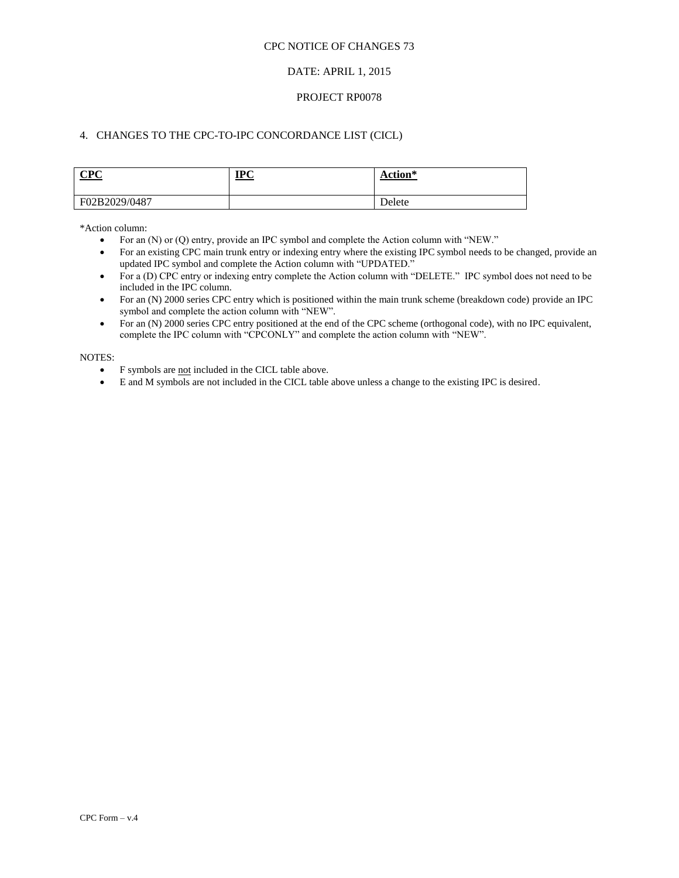CPC NOTICE OF CHANGES 73

DATE: APRIL 1, 2015

PROJECT RP0078

## 4. CHANGES TO THE CPC-TO-IPC CONCORDANCE LIST (CICL)

| **CPC** | **IPC** | **Action*** |
|---|---|---|
| F02B2029/0487 | | Delete |

*Action column:

- For an (N) or (Q) entry, provide an IPC symbol and complete the Action column with "NEW."
- For an existing CPC main trunk entry or indexing entry where the existing IPC symbol needs to be changed, provide an updated IPC symbol and complete the Action column with "UPDATED."
- For a (D) CPC entry or indexing entry complete the Action column with "DELETE." IPC symbol does not need to be included in the IPC column.
- For an (N) 2000 series CPC entry which is positioned within the main trunk scheme (breakdown code) provide an IPC symbol and complete the action column with "NEW".
- For an (N) 2000 series CPC entry positioned at the end of the CPC scheme (orthogonal code), with no IPC equivalent, complete the IPC column with "CPCONLY" and complete the action column with "NEW".

NOTES:

- F symbols are not included in the CICL table above.
- E and M symbols are not included in the CICL table above unless a change to the existing IPC is desired.

CPC Form – v.4